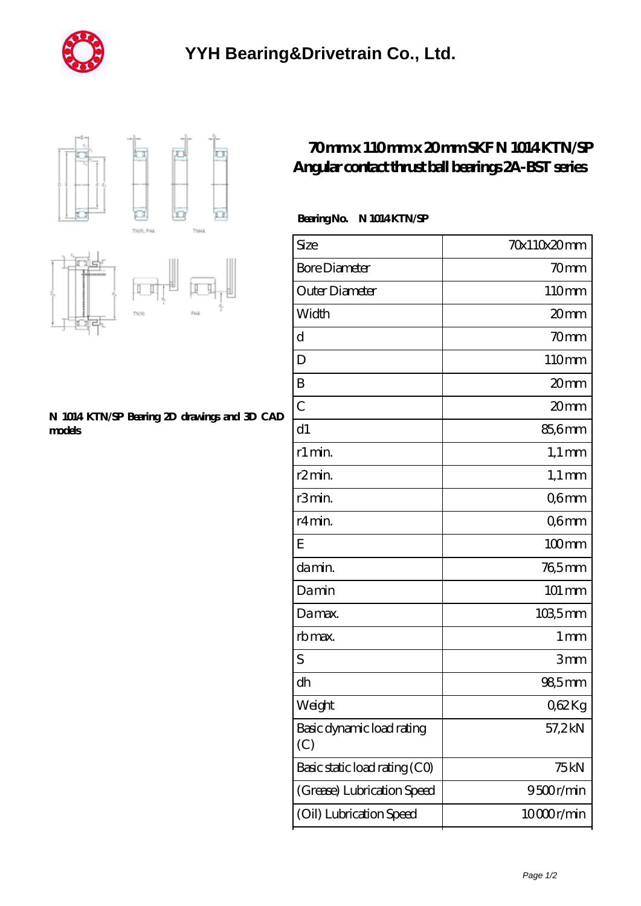# YYH Bearing&Drivetrain Co., Ltd.

## 70mm x 110mm x 20mm SKF N 1014 KTN/SP Angular contact thrust ball bearings 2A-BST series

**N 1014 KTN/SP Bearing 2D drawings and 3D CAD models**

**Bearing No. N 1014 KTN/SP**

| Size | 70x110x20 mm |
|---|---|
| Bore Diameter | 70 mm |
| Outer Diameter | 110 mm |
| Width | 20 mm |
| d | 70 mm |
| D | 110 mm |
| B | 20 mm |
| C | 20 mm |
| d1 | 85,6 mm |
| r1 min. | 1,1 mm |
| r2 min. | 1,1 mm |
| r3 min. | 0,6 mm |
| r4 min. | 0,6 mm |
| E | 100 mm |
| da min. | 76,5 mm |
| Da min | 101 mm |
| Da max. | 103,5 mm |
| rb max. | 1 mm |
| S | 3 mm |
| dh | 98,5 mm |
| Weight | 0,62 Kg |
| Basic dynamic load rating (C) | 57,2 kN |
| Basic static load rating (C0) | 75 kN |
| (Grease) Lubrication Speed | 9 500 r/min |
| (Oil) Lubrication Speed | 10 000 r/min |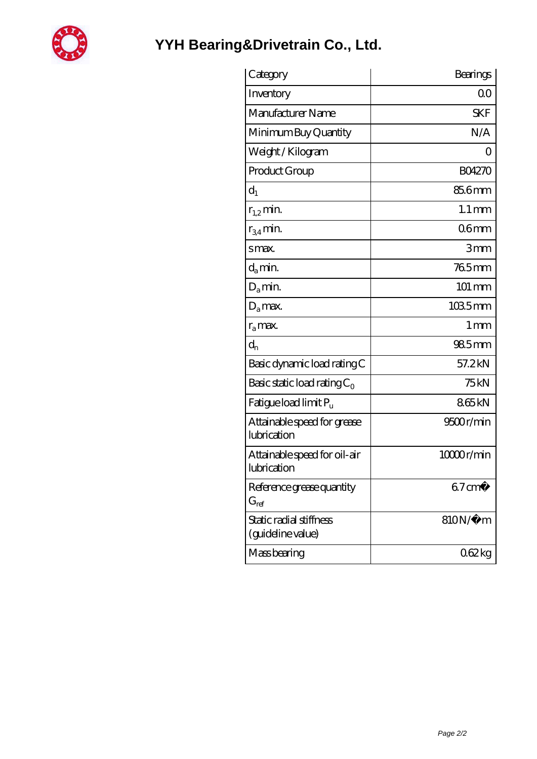# YYH Bearing&Drivetrain Co., Ltd.

| | |
|---|---|
| Category | Bearings |
| Inventory | 0.0 |
| Manufacturer Name | SKF |
| Minimum Buy Quantity | N/A |
| Weight / Kilogram | 0 |
| Product Group | B04270 |
| $d_1$ | 85.6 mm |
| $r_{1,2}$ min. | 1.1 mm |
| $r_{3,4}$ min. | 0.6 mm |
| s max. | 3 mm |
| $d_a$ min. | 76.5 mm |
| $D_a$ min. | 101 mm |
| $D_a$ max. | 103.5 mm |
| $r_a$ max. | 1 mm |
| $d_n$ | 98.5 mm |
| Basic dynamic load rating C | 57.2 kN |
| Basic static load rating $C_0$ | 75 kN |
| Fatigue load limit $P_u$ | 8.65 kN |
| Attainable speed for grease lubrication | 9500 r/min |
| Attainable speed for oil-air lubrication | 10000 r/min |
| Reference grease quantity $G_{ref}$ | 6.7 cm� |
| Static radial stiffness (guideline value) | 810 N/�m |
| Mass bearing | 0.62 kg |